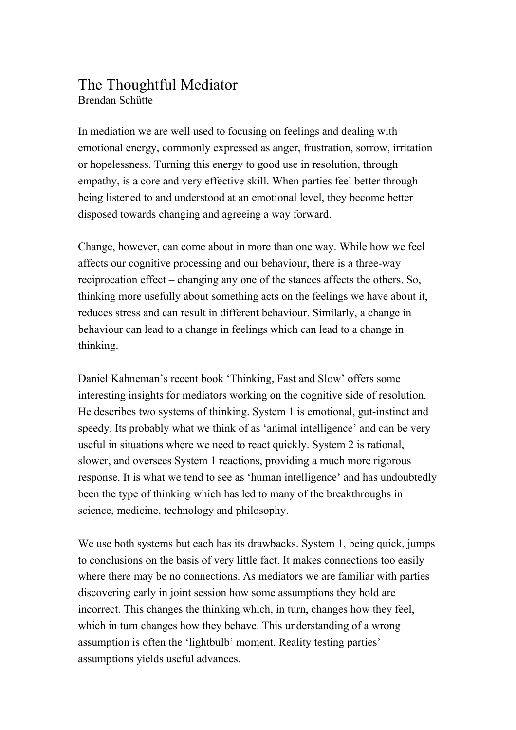# The Thoughtful Mediator

Brendan Schütte

In mediation we are well used to focusing on feelings and dealing with emotional energy, commonly expressed as anger, frustration, sorrow, irritation or hopelessness. Turning this energy to good use in resolution, through empathy, is a core and very effective skill. When parties feel better through being listened to and understood at an emotional level, they become better disposed towards changing and agreeing a way forward.

Change, however, can come about in more than one way. While how we feel affects our cognitive processing and our behaviour, there is a three-way reciprocation effect – changing any one of the stances affects the others. So, thinking more usefully about something acts on the feelings we have about it, reduces stress and can result in different behaviour. Similarly, a change in behaviour can lead to a change in feelings which can lead to a change in thinking.

Daniel Kahneman's recent book 'Thinking, Fast and Slow' offers some interesting insights for mediators working on the cognitive side of resolution. He describes two systems of thinking. System 1 is emotional, gut-instinct and speedy. Its probably what we think of as 'animal intelligence' and can be very useful in situations where we need to react quickly. System 2 is rational, slower, and oversees System 1 reactions, providing a much more rigorous response. It is what we tend to see as 'human intelligence' and has undoubtedly been the type of thinking which has led to many of the breakthroughs in science, medicine, technology and philosophy.

We use both systems but each has its drawbacks. System 1, being quick, jumps to conclusions on the basis of very little fact. It makes connections too easily where there may be no connections. As mediators we are familiar with parties discovering early in joint session how some assumptions they hold are incorrect. This changes the thinking which, in turn, changes how they feel, which in turn changes how they behave. This understanding of a wrong assumption is often the 'lightbulb' moment. Reality testing parties' assumptions yields useful advances.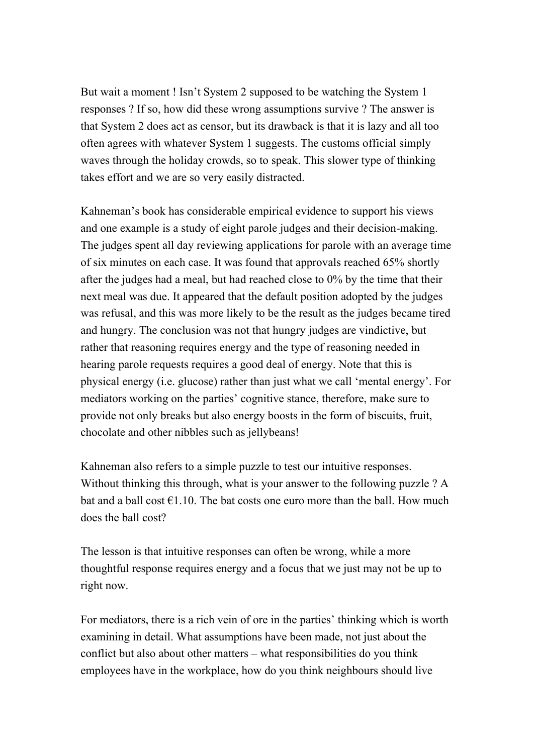But wait a moment ! Isn't System 2 supposed to be watching the System 1 responses ? If so, how did these wrong assumptions survive ? The answer is that System 2 does act as censor, but its drawback is that it is lazy and all too often agrees with whatever System 1 suggests. The customs official simply waves through the holiday crowds, so to speak. This slower type of thinking takes effort and we are so very easily distracted.

Kahneman's book has considerable empirical evidence to support his views and one example is a study of eight parole judges and their decision-making. The judges spent all day reviewing applications for parole with an average time of six minutes on each case. It was found that approvals reached 65% shortly after the judges had a meal, but had reached close to 0% by the time that their next meal was due. It appeared that the default position adopted by the judges was refusal, and this was more likely to be the result as the judges became tired and hungry. The conclusion was not that hungry judges are vindictive, but rather that reasoning requires energy and the type of reasoning needed in hearing parole requests requires a good deal of energy. Note that this is physical energy (i.e. glucose) rather than just what we call 'mental energy'. For mediators working on the parties' cognitive stance, therefore, make sure to provide not only breaks but also energy boosts in the form of biscuits, fruit, chocolate and other nibbles such as jellybeans!

Kahneman also refers to a simple puzzle to test our intuitive responses. Without thinking this through, what is your answer to the following puzzle ? A bat and a ball cost €1.10. The bat costs one euro more than the ball. How much does the ball cost?

The lesson is that intuitive responses can often be wrong, while a more thoughtful response requires energy and a focus that we just may not be up to right now.

For mediators, there is a rich vein of ore in the parties' thinking which is worth examining in detail. What assumptions have been made, not just about the conflict but also about other matters – what responsibilities do you think employees have in the workplace, how do you think neighbours should live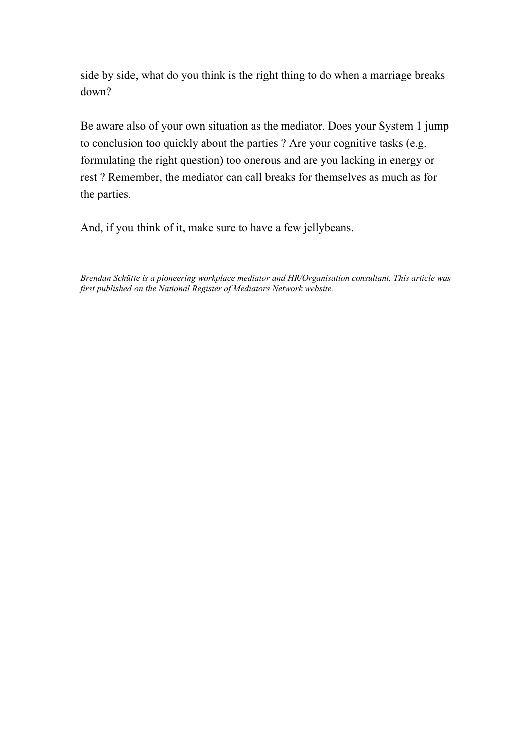side by side, what do you think is the right thing to do when a marriage breaks down?

Be aware also of your own situation as the mediator. Does your System 1 jump to conclusion too quickly about the parties ? Are your cognitive tasks (e.g. formulating the right question) too onerous and are you lacking in energy or rest ? Remember, the mediator can call breaks for themselves as much as for the parties.

And, if you think of it, make sure to have a few jellybeans.

*Brendan Schütte is a pioneering workplace mediator and HR/Organisation consultant. This article was first published on the National Register of Mediators Network website.*